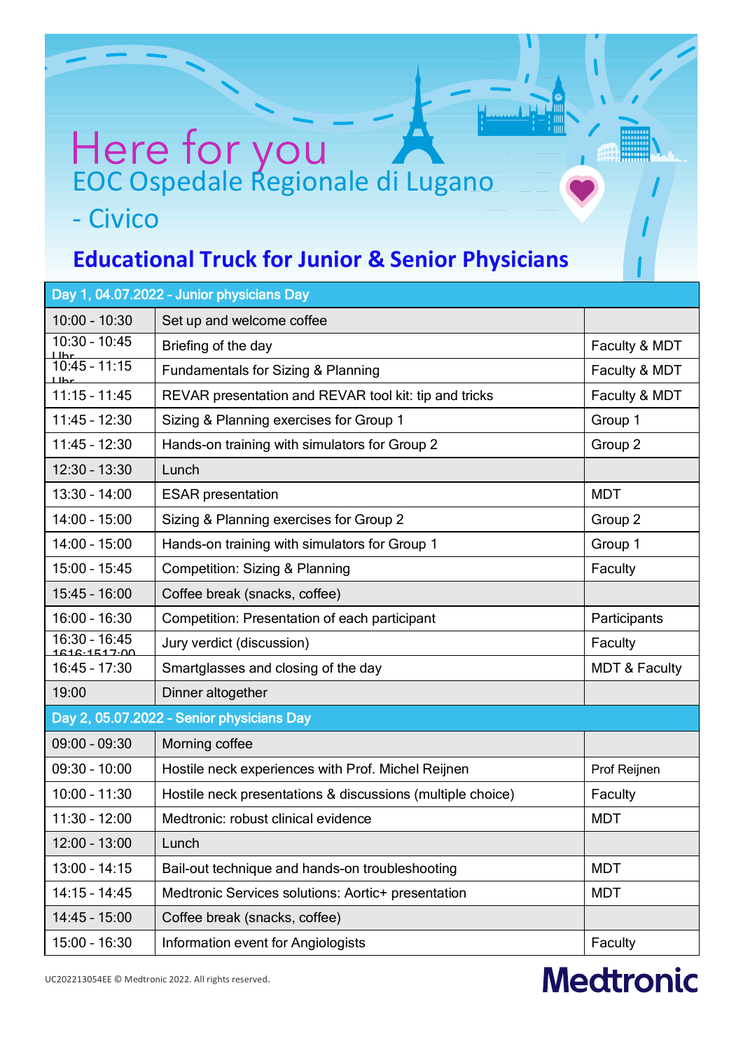# Here for you

## EOC Ospedale Regionale di Lugano - Civico

## Educational Truck for Junior & Senior Physicians

| Day 1, 04.07.2022 - Junior physicians Day | | |
|---|---|---|
| 10:00 - 10:30 | Set up and welcome coffee | |
| 10:30 - 10:45 Uhr | Briefing of the day | Faculty & MDT |
| 10:45 - 11:15 Uhr | Fundamentals for Sizing & Planning | Faculty & MDT |
| 11:15 - 11:45 | REVAR presentation and REVAR tool kit: tip and tricks | Faculty & MDT |
| 11:45 - 12:30 | Sizing & Planning exercises for Group 1 | Group 1 |
| 11:45 - 12:30 | Hands-on training with simulators for Group 2 | Group 2 |
| 12:30 - 13:30 | Lunch | |
| 13:30 - 14:00 | ESAR presentation | MDT |
| 14:00 - 15:00 | Sizing & Planning exercises for Group 2 | Group 2 |
| 14:00 - 15:00 | Hands-on training with simulators for Group 1 | Group 1 |
| 15:00 - 15:45 | Competition: Sizing & Planning | Faculty |
| 15:45 - 16:00 | Coffee break (snacks, coffee) | |
| 16:00 - 16:30 | Competition: Presentation of each participant | Participants |
| 16:30 - 16:45 1616:1517:00 | Jury verdict (discussion) | Faculty |
| 16:45 - 17:30 | Smartglasses and closing of the day | MDT & Faculty |
| 19:00 | Dinner altogether | |
| **Day 2, 05.07.2022 - Senior physicians Day** | | |
| 09:00 - 09:30 | Morning coffee | |
| 09:30 - 10:00 | Hostile neck experiences with Prof. Michel Reijnen | Prof Reijnen |
| 10:00 - 11:30 | Hostile neck presentations & discussions (multiple choice) | Faculty |
| 11:30 - 12:00 | Medtronic: robust clinical evidence | MDT |
| 12:00 - 13:00 | Lunch | |
| 13:00 - 14:15 | Bail-out technique and hands-on troubleshooting | MDT |
| 14:15 - 14:45 | Medtronic Services solutions: Aortic+ presentation | MDT |
| 14:45 - 15:00 | Coffee break (snacks, coffee) | |
| 15:00 - 16:30 | Information event for Angiologists | Faculty |

UC202213054EE © Medtronic 2022. All rights reserved.

Medtronic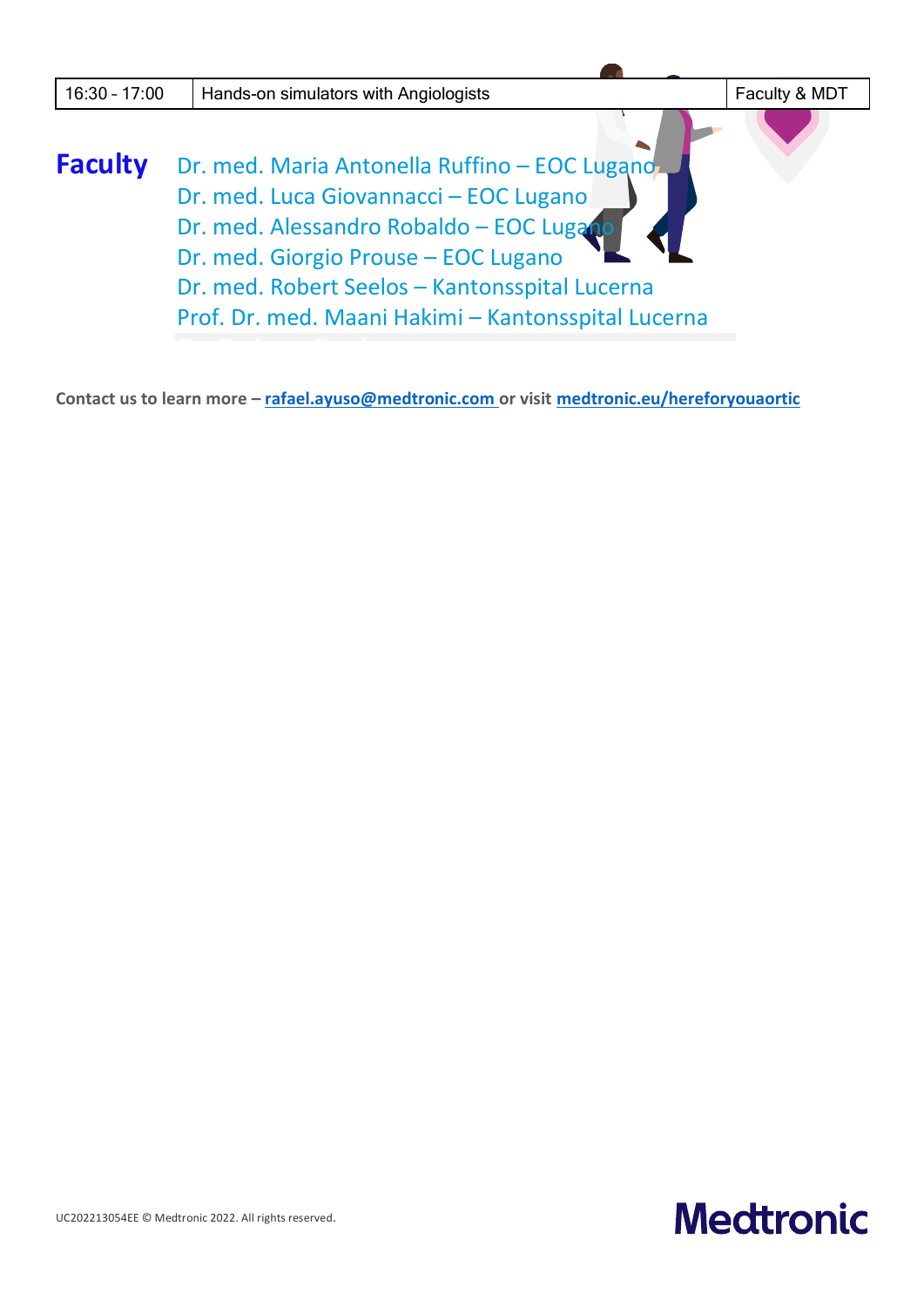| | | |
|---|---|---|
| 16:30 - 17:00 | Hands-on simulators with Angiologists | Faculty & MDT |

## Faculty

Dr. med. Maria Antonella Ruffino – EOC Lugano
Dr. med. Luca Giovannacci – EOC Lugano
Dr. med. Alessandro Robaldo – EOC Lugano
Dr. med. Giorgio Prouse – EOC Lugano
Dr. med. Robert Seelos – Kantonsspital Lucerna
Prof. Dr. med. Maani Hakimi – Kantonsspital Lucerna

**Contact us to learn more – rafael.ayuso@medtronic.com or visit medtronic.eu/hereforyouaortic**

UC202213054EE © Medtronic 2022. All rights reserved.

Medtronic